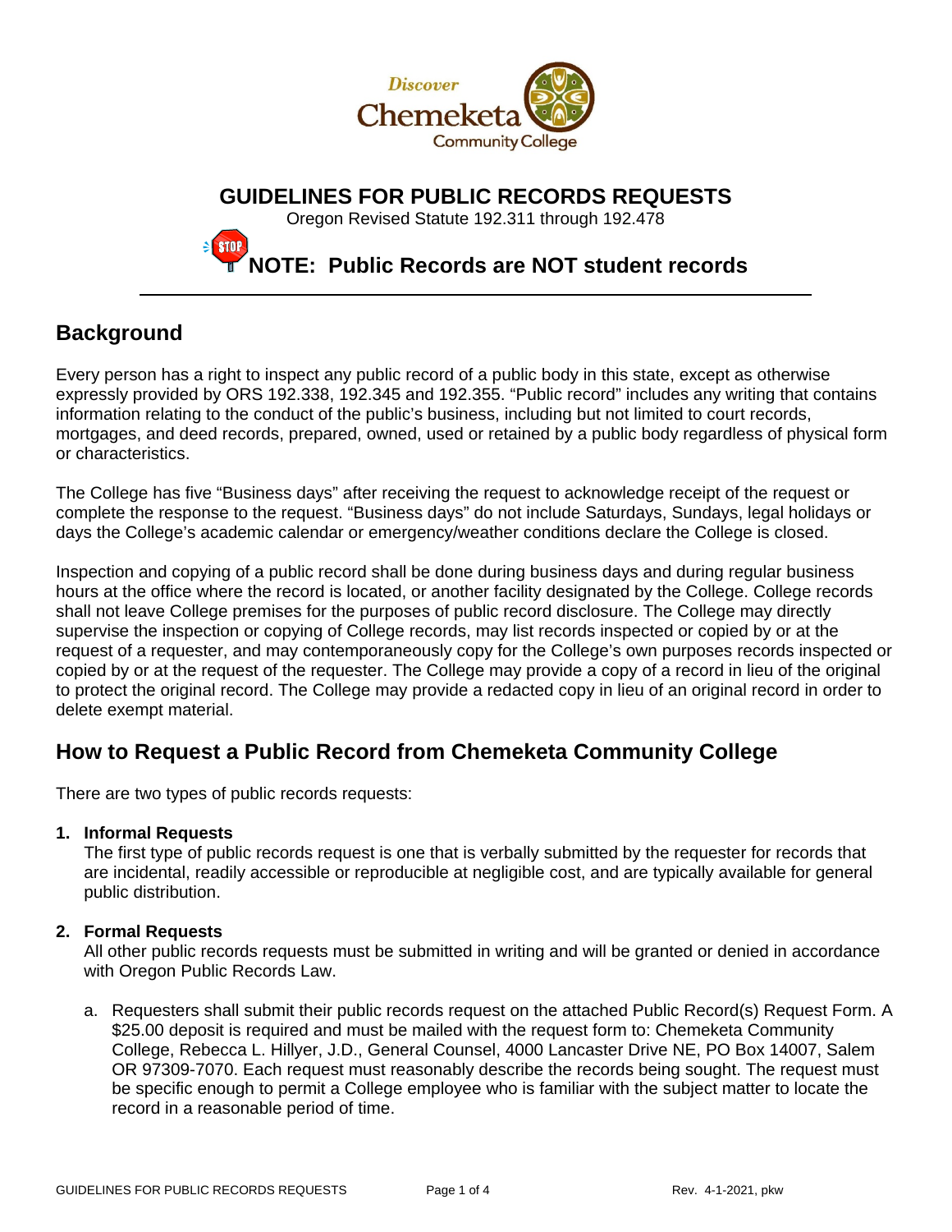# GUIDELINES FOR PUBLIC RECORDS REQUESTS

Oregon Revised Statute 192.311 through 192.478

**NOTE: Public Records are NOT student records**

---

## Background

Every person has a right to inspect any public record of a public body in this state, except as otherwise expressly provided by ORS 192.338, 192.345 and 192.355. "Public record" includes any writing that contains information relating to the conduct of the public's business, including but not limited to court records, mortgages, and deed records, prepared, owned, used or retained by a public body regardless of physical form or characteristics.

The College has five "Business days" after receiving the request to acknowledge receipt of the request or complete the response to the request. "Business days" do not include Saturdays, Sundays, legal holidays or days the College's academic calendar or emergency/weather conditions declare the College is closed.

Inspection and copying of a public record shall be done during business days and during regular business hours at the office where the record is located, or another facility designated by the College. College records shall not leave College premises for the purposes of public record disclosure. The College may directly supervise the inspection or copying of College records, may list records inspected or copied by or at the request of a requester, and may contemporaneously copy for the College's own purposes records inspected or copied by or at the request of the requester. The College may provide a copy of a record in lieu of the original to protect the original record. The College may provide a redacted copy in lieu of an original record in order to delete exempt material.

## How to Request a Public Record from Chemeketa Community College

There are two types of public records requests:

1. **Informal Requests**
   The first type of public records request is one that is verbally submitted by the requester for records that are incidental, readily accessible or reproducible at negligible cost, and are typically available for general public distribution.

2. **Formal Requests**
   All other public records requests must be submitted in writing and will be granted or denied in accordance with Oregon Public Records Law.

   a. Requesters shall submit their public records request on the attached Public Record(s) Request Form. A $25.00 deposit is required and must be mailed with the request form to: Chemeketa Community College, Rebecca L. Hillyer, J.D., General Counsel, 4000 Lancaster Drive NE, PO Box 14007, Salem OR 97309-7070. Each request must reasonably describe the records being sought. The request must be specific enough to permit a College employee who is familiar with the subject matter to locate the record in a reasonable period of time.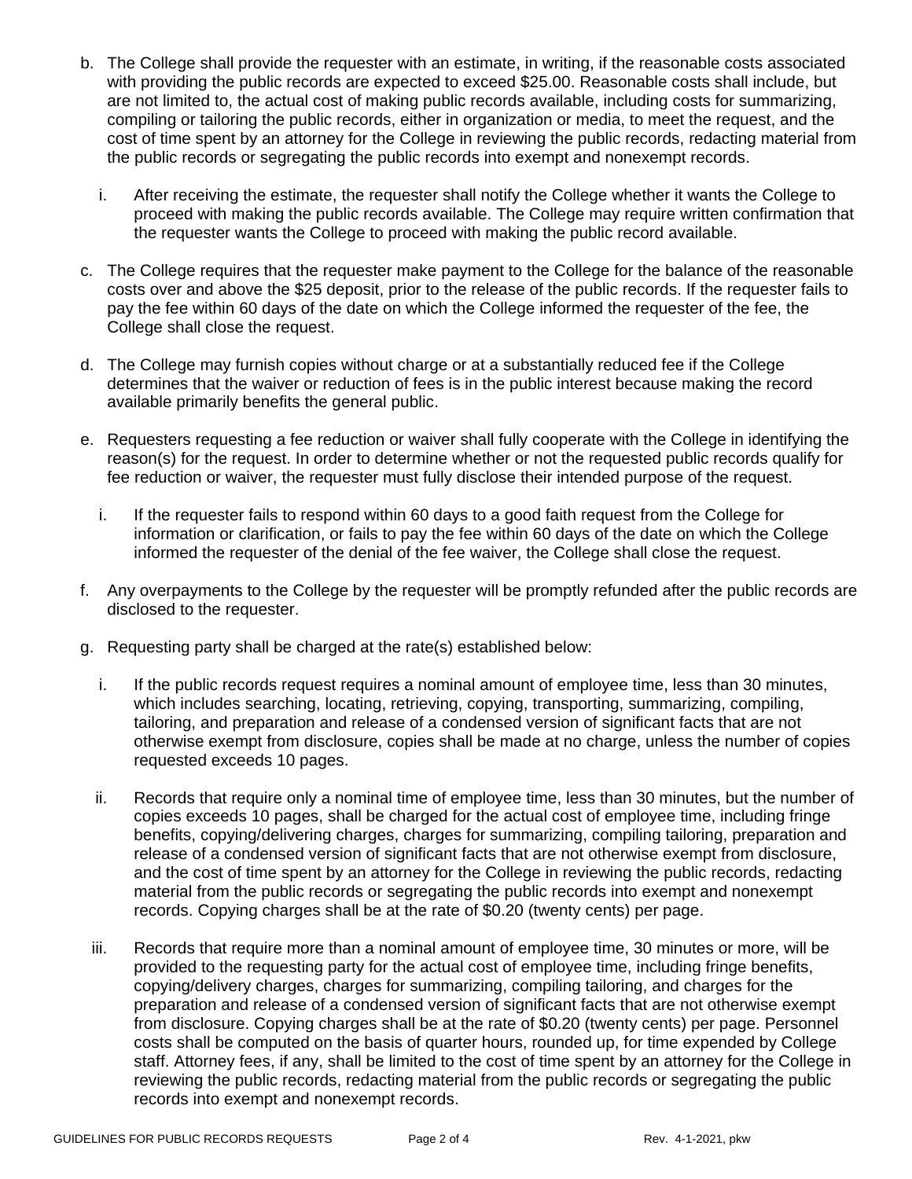b. The College shall provide the requester with an estimate, in writing, if the reasonable costs associated with providing the public records are expected to exceed $25.00. Reasonable costs shall include, but are not limited to, the actual cost of making public records available, including costs for summarizing, compiling or tailoring the public records, either in organization or media, to meet the request, and the cost of time spent by an attorney for the College in reviewing the public records, redacting material from the public records or segregating the public records into exempt and nonexempt records.

   i. After receiving the estimate, the requester shall notify the College whether it wants the College to proceed with making the public records available. The College may require written confirmation that the requester wants the College to proceed with making the public record available.

c. The College requires that the requester make payment to the College for the balance of the reasonable costs over and above the $25 deposit, prior to the release of the public records. If the requester fails to pay the fee within 60 days of the date on which the College informed the requester of the fee, the College shall close the request.

d. The College may furnish copies without charge or at a substantially reduced fee if the College determines that the waiver or reduction of fees is in the public interest because making the record available primarily benefits the general public.

e. Requesters requesting a fee reduction or waiver shall fully cooperate with the College in identifying the reason(s) for the request. In order to determine whether or not the requested public records qualify for fee reduction or waiver, the requester must fully disclose their intended purpose of the request.

   i. If the requester fails to respond within 60 days to a good faith request from the College for information or clarification, or fails to pay the fee within 60 days of the date on which the College informed the requester of the denial of the fee waiver, the College shall close the request.

f. Any overpayments to the College by the requester will be promptly refunded after the public records are disclosed to the requester.

g. Requesting party shall be charged at the rate(s) established below:

   i. If the public records request requires a nominal amount of employee time, less than 30 minutes, which includes searching, locating, retrieving, copying, transporting, summarizing, compiling, tailoring, and preparation and release of a condensed version of significant facts that are not otherwise exempt from disclosure, copies shall be made at no charge, unless the number of copies requested exceeds 10 pages.

   ii. Records that require only a nominal time of employee time, less than 30 minutes, but the number of copies exceeds 10 pages, shall be charged for the actual cost of employee time, including fringe benefits, copying/delivering charges, charges for summarizing, compiling tailoring, preparation and release of a condensed version of significant facts that are not otherwise exempt from disclosure, and the cost of time spent by an attorney for the College in reviewing the public records, redacting material from the public records or segregating the public records into exempt and nonexempt records. Copying charges shall be at the rate of $0.20 (twenty cents) per page.

   iii. Records that require more than a nominal amount of employee time, 30 minutes or more, will be provided to the requesting party for the actual cost of employee time, including fringe benefits, copying/delivery charges, charges for summarizing, compiling tailoring, and charges for the preparation and release of a condensed version of significant facts that are not otherwise exempt from disclosure. Copying charges shall be at the rate of $0.20 (twenty cents) per page. Personnel costs shall be computed on the basis of quarter hours, rounded up, for time expended by College staff. Attorney fees, if any, shall be limited to the cost of time spent by an attorney for the College in reviewing the public records, redacting material from the public records or segregating the public records into exempt and nonexempt records.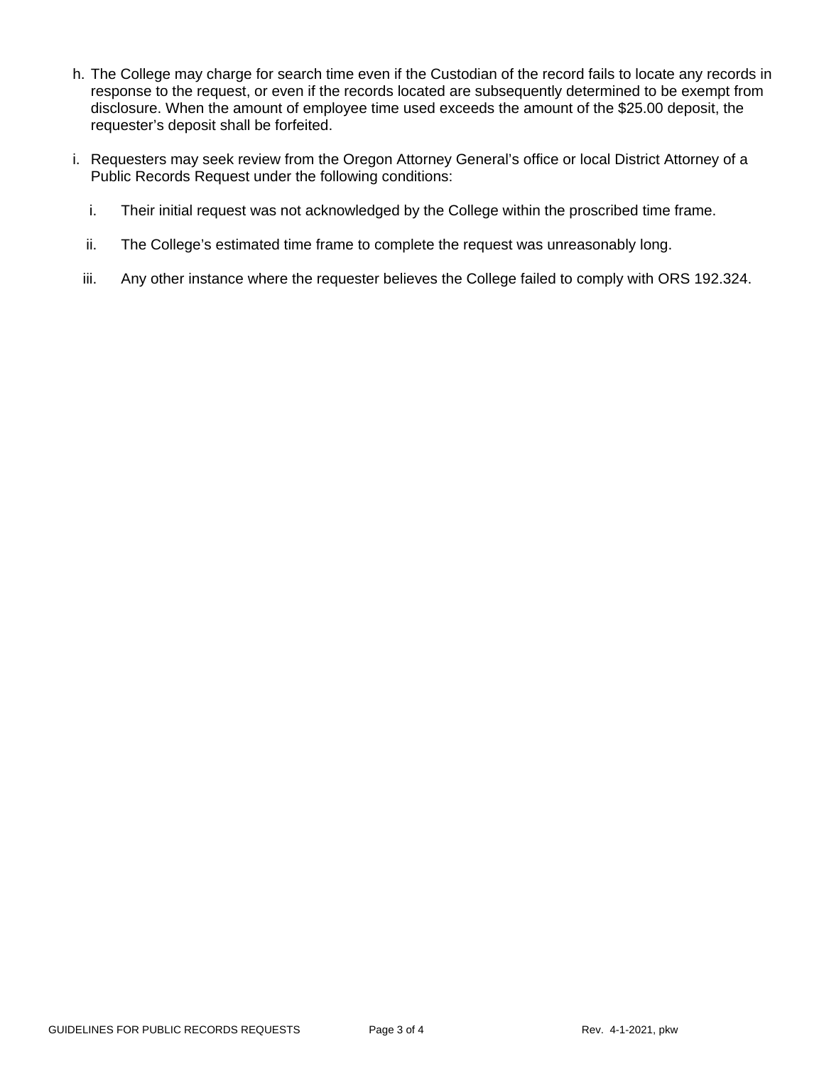h. The College may charge for search time even if the Custodian of the record fails to locate any records in response to the request, or even if the records located are subsequently determined to be exempt from disclosure. When the amount of employee time used exceeds the amount of the $25.00 deposit, the requester's deposit shall be forfeited.

i. Requesters may seek review from the Oregon Attorney General's office or local District Attorney of a Public Records Request under the following conditions:

   i. Their initial request was not acknowledged by the College within the proscribed time frame.

   ii. The College's estimated time frame to complete the request was unreasonably long.

   iii. Any other instance where the requester believes the College failed to comply with ORS 192.324.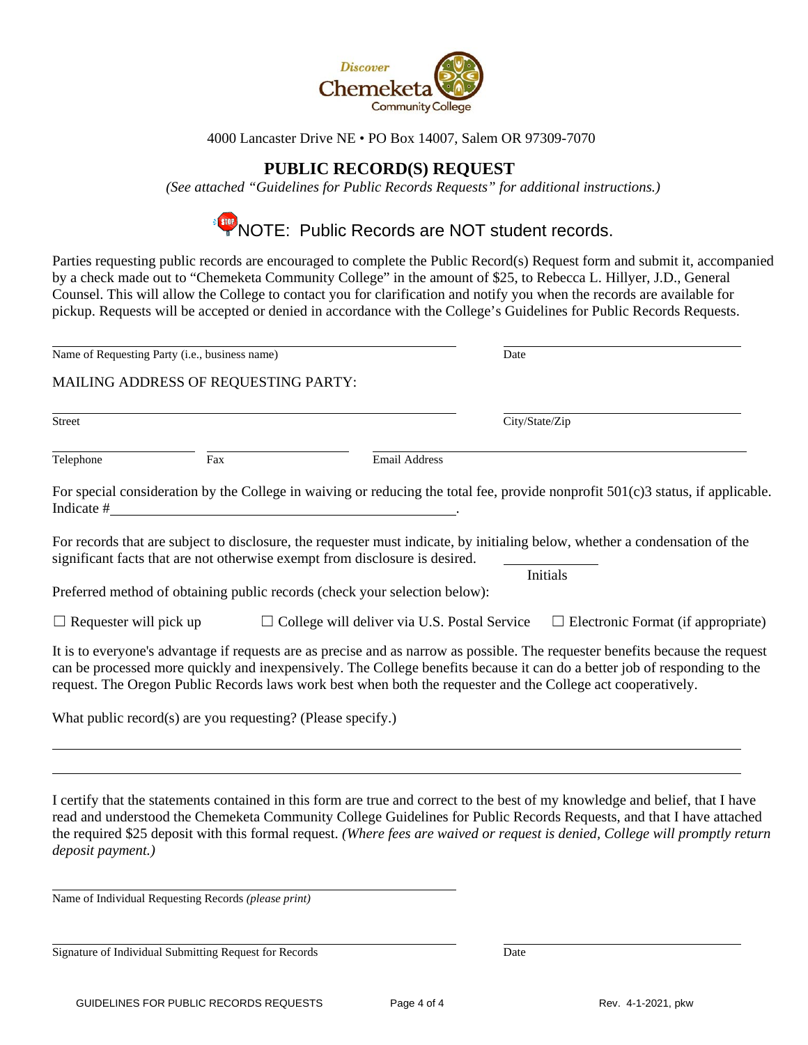Discover Chemeketa Community College

4000 Lancaster Drive NE • PO Box 14007, Salem OR 97309-7070

# PUBLIC RECORD(S) REQUEST

*(See attached "Guidelines for Public Records Requests" for additional instructions.)*

NOTE: Public Records are NOT student records.

Parties requesting public records are encouraged to complete the Public Record(s) Request form and submit it, accompanied by a check made out to "Chemeketa Community College" in the amount of $25, to Rebecca L. Hillyer, J.D., General Counsel. This will allow the College to contact you for clarification and notify you when the records are available for pickup. Requests will be accepted or denied in accordance with the College's Guidelines for Public Records Requests.

______________________________________ Name of Requesting Party (i.e., business name)

______________________ Date

MAILING ADDRESS OF REQUESTING PARTY:

______________________________________ Street

______________________ City/State/Zip

______________ Telephone

______________ Fax

______________________________ Email Address

For special consideration by the College in waiving or reducing the total fee, provide nonprofit 501(c)3 status, if applicable. Indicate #______________________________.

For records that are subject to disclosure, the requester must indicate, by initialing below, whether a condensation of the significant facts that are not otherwise exempt from disclosure is desired.

__________ Initials

Preferred method of obtaining public records (check your selection below):

☐ Requester will pick up ☐ College will deliver via U.S. Postal Service ☐ Electronic Format (if appropriate)

It is to everyone's advantage if requests are as precise and as narrow as possible. The requester benefits because the request can be processed more quickly and inexpensively. The College benefits because it can do a better job of responding to the request. The Oregon Public Records laws work best when both the requester and the College act cooperatively.

What public record(s) are you requesting? (Please specify.)

______________________________________________________________________

______________________________________________________________________

I certify that the statements contained in this form are true and correct to the best of my knowledge and belief, that I have read and understood the Chemeketa Community College Guidelines for Public Records Requests, and that I have attached the required $25 deposit with this formal request. *(Where fees are waived or request is denied, College will promptly return deposit payment.)*

______________________________________ Name of Individual Requesting Records *(please print)*

______________________________________ Signature of Individual Submitting Request for Records

______________________ Date